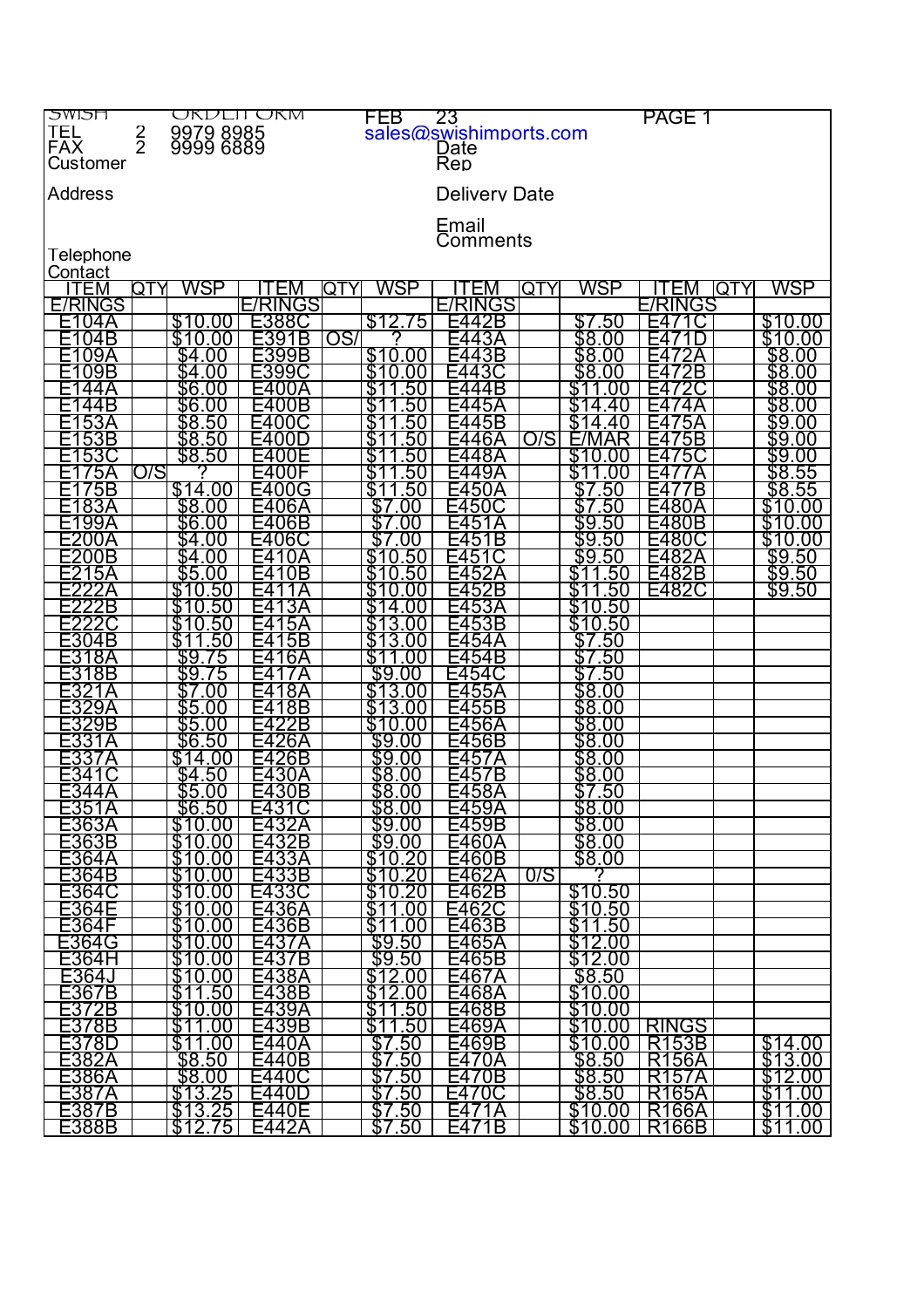SWISH ORDER FORM

FEB 23

PAGE 1

TEL 2 9979 8985
FAX 2 9999 6889

sales@swishimports.com

Customer

Date

Rep

Address

Delivery Date

Email

Comments

Telephone

Contact

| ITEM | QTY | WSP | ITEM | QTY | WSP | ITEM | QTY | WSP | ITEM | QTY | WSP |
|---|---|---|---|---|---|---|---|---|---|---|---|
| E/RINGS | | | E/RINGS | | | E/RINGS | | | E/RINGS | | |
| E104A | | $10.00 | E388C | | $12.75 | E442B | | $7.50 | E471C | | $10.00 |
| E104B | | $10.00 | E391B | OS/ | ? | E443A | | $8.00 | E471D | | $10.00 |
| E109A | | $4.00 | E399B | | $10.00 | E443B | | $8.00 | E472A | | $8.00 |
| E109B | | $4.00 | E399C | | $10.00 | E443C | | $8.00 | E472B | | $8.00 |
| E144A | | $6.00 | E400A | | $11.50 | E444B | | $11.00 | E472C | | $8.00 |
| E144B | | $6.00 | E400B | | $11.50 | E445A | | $14.40 | E474A | | $8.00 |
| E153A | | $8.50 | E400C | | $11.50 | E445B | | $14.40 | E475A | | $9.00 |
| E153B | | $8.50 | E400D | | $11.50 | E446A | O/S | E/MAR | E475B | | $9.00 |
| E153C | | $8.50 | E400E | | $11.50 | E448A | | $10.00 | E475C | | $9.00 |
| E175A | O/S | ? | E400F | | $11.50 | E449A | | $11.00 | E477A | | $8.55 |
| E175B | | $14.00 | E400G | | $11.50 | E450A | | $7.50 | E477B | | $8.55 |
| E183A | | $8.00 | E406A | | $7.00 | E450C | | $7.50 | E480A | | $10.00 |
| E199A | | $6.00 | E406B | | $7.00 | E451A | | $9.50 | E480B | | $10.00 |
| E200A | | $4.00 | E406C | | $7.00 | E451B | | $9.50 | E480C | | $10.00 |
| E200B | | $4.00 | E410A | | $10.50 | E451C | | $9.50 | E482A | | $9.50 |
| E215A | | $5.00 | E410B | | $10.50 | E452A | | $11.50 | E482B | | $9.50 |
| E222A | | $10.50 | E411A | | $10.00 | E452B | | $11.50 | E482C | | $9.50 |
| E222B | | $10.50 | E413A | | $14.00 | E453A | | $10.50 | | | |
| E222C | | $10.50 | E415A | | $13.00 | E453B | | $10.50 | | | |
| E304B | | $11.50 | E415B | | $13.00 | E454A | | $7.50 | | | |
| E318A | | $9.75 | E416A | | $11.00 | E454B | | $7.50 | | | |
| E318B | | $9.75 | E417A | | $9.00 | E454C | | $7.50 | | | |
| E321A | | $7.00 | E418A | | $13.00 | E455A | | $8.00 | | | |
| E329A | | $5.00 | E418B | | $13.00 | E455B | | $8.00 | | | |
| E329B | | $5.00 | E422B | | $10.00 | E456A | | $8.00 | | | |
| E331A | | $6.50 | E426A | | $9.00 | E456B | | $8.00 | | | |
| E337A | | $14.00 | E426B | | $9.00 | E457A | | $8.00 | | | |
| E341C | | $4.50 | E430A | | $8.00 | E457B | | $8.00 | | | |
| E344A | | $5.00 | E430B | | $8.00 | E458A | | $7.50 | | | |
| E351A | | $6.50 | E431C | | $8.00 | E459A | | $8.00 | | | |
| E363A | | $10.00 | E432A | | $9.00 | E459B | | $8.00 | | | |
| E363B | | $10.00 | E432B | | $9.00 | E460A | | $8.00 | | | |
| E364A | | $10.00 | E433A | | $10.20 | E460B | | $8.00 | | | |
| E364B | | $10.00 | E433B | | $10.20 | E462A | 0/S | ? | | | |
| E364C | | $10.00 | E433C | | $10.20 | E462B | | $10.50 | | | |
| E364E | | $10.00 | E436A | | $11.00 | E462C | | $10.50 | | | |
| E364F | | $10.00 | E436B | | $11.00 | E463B | | $11.50 | | | |
| E364G | | $10.00 | E437A | | $9.50 | E465A | | $12.00 | | | |
| E364H | | $10.00 | E437B | | $9.50 | E465B | | $12.00 | | | |
| E364J | | $10.00 | E438A | | $12.00 | E467A | | $8.50 | | | |
| E367B | | $11.50 | E438B | | $12.00 | E468A | | $10.00 | | | |
| E372B | | $10.00 | E439A | | $11.50 | E468B | | $10.00 | | | |
| E378B | | $11.00 | E439B | | $11.50 | E469A | | $10.00 | RINGS | | |
| E378D | | $11.00 | E440A | | $7.50 | E469B | | $10.00 | R153B | | $14.00 |
| E382A | | $8.50 | E440B | | $7.50 | E470A | | $8.50 | R156A | | $13.00 |
| E386A | | $8.00 | E440C | | $7.50 | E470B | | $8.50 | R157A | | $12.00 |
| E387A | | $13.25 | E440D | | $7.50 | E470C | | $8.50 | R165A | | $11.00 |
| E387B | | $13.25 | E440E | | $7.50 | E471A | | $10.00 | R166A | | $11.00 |
| E388B | | $12.75 | E442A | | $7.50 | E471B | | $10.00 | R166B | | $11.00 |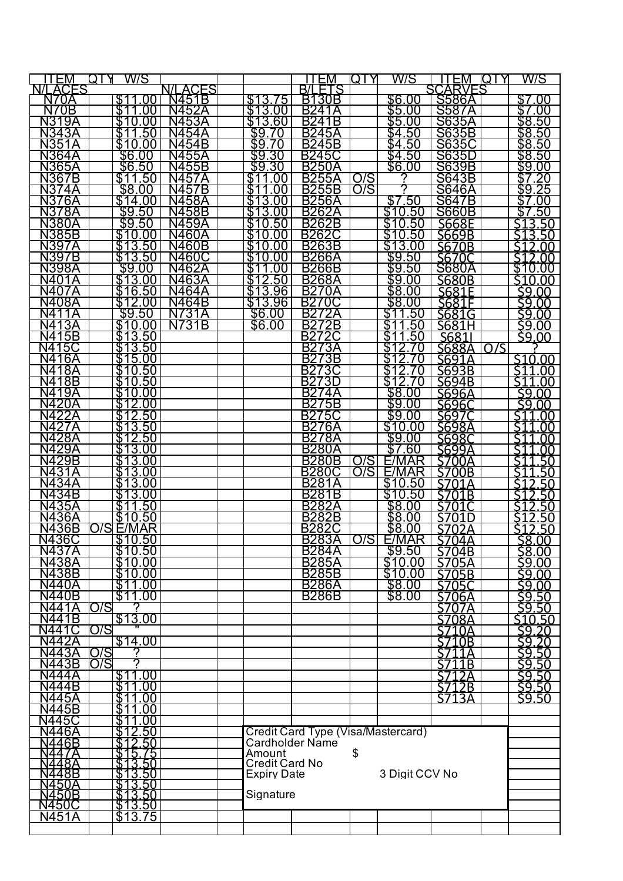| ITEM | QTY | W/S | | | | ITEM | QTY | W/S | ITEM | QTY | W/S |
|---|---|---|---|---|---|---|---|---|---|---|---|
| N/LACES | | | N/LACES | | | B/LETS | | | SCARVES | | |
| N70A | | $11.00 | N451B | | $13.75 | B130B | | $6.00 | S586A | | $7.00 |
| N70B | | $11.00 | N452A | | $13.00 | B241A | | $5.00 | S587A | | $7.00 |
| N319A | | $10.00 | N453A | | $13.60 | B241B | | $5.00 | S635A | | $8.50 |
| N343A | | $11.50 | N454A | | $9.70 | B245A | | $4.50 | S635B | | $8.50 |
| N351A | | $10.00 | N454B | | $9.70 | B245B | | $4.50 | S635C | | $8.50 |
| N364A | | $6.00 | N455A | | $9.30 | B245C | | $4.50 | S635D | | $8.50 |
| N365A | | $6.50 | N455B | | $9.30 | B250A | | $6.00 | S639B | | $9.00 |
| N367B | | $11.50 | N457A | | $11.00 | B255A | O/S | ? | S643B | | $7.20 |
| N374A | | $8.00 | N457B | | $11.00 | B255B | O/S | ? | S646A | | $9.25 |
| N376A | | $14.00 | N458A | | $13.00 | B256A | | $7.50 | S647B | | $7.00 |
| N378A | | $9.50 | N458B | | $13.00 | B262A | | $10.50 | S660B | | $7.50 |
| N380A | | $9.50 | N459A | | $10.50 | B262B | | $10.50 | S668E | | $13.50 |
| N385B | | $10.00 | N460A | | $10.00 | B262C | | $10.50 | S669B | | $13.50 |
| N397A | | $13.50 | N460B | | $10.00 | B263B | | $13.00 | S670B | | $12.00 |
| N397B | | $13.50 | N460C | | $10.00 | B266A | | $9.50 | S670C | | $12.00 |
| N398A | | $9.00 | N462A | | $11.00 | B266B | | $9.50 | S680A | | $10.00 |
| N401A | | $13.00 | N463A | | $12.50 | B268A | | $9.00 | S680B | | $10.00 |
| N407A | | $16.50 | N464A | | $13.96 | B270A | | $8.00 | S681E | | $9.00 |
| N408A | | $12.00 | N464B | | $13.96 | B270C | | $8.00 | S681F | | $9.00 |
| N411A | | $9.50 | N731A | | $6.00 | B272A | | $11.50 | S681G | | $9.00 |
| N413A | | $10.00 | N731B | | $6.00 | B272B | | $11.50 | S681H | | $9.00 |
| N415B | | $13.50 | | | | B272C | | $11.50 | S681I | | $9.00 |
| N415C | | $13.50 | | | | B273A | | $12.70 | S688A | O/S | ? |
| N416A | | $15.00 | | | | B273B | | $12.70 | S691A | | $10.00 |
| N418A | | $10.50 | | | | B273C | | $12.70 | S693B | | $11.00 |
| N418B | | $10.50 | | | | B273D | | $12.70 | S694B | | $11.00 |
| N419A | | $10.00 | | | | B274A | | $8.00 | S696A | | $9.00 |
| N420A | | $12.00 | | | | B275B | | $9.00 | S696C | | $9.00 |
| N422A | | $12.50 | | | | B275C | | $9.00 | S697C | | $11.00 |
| N427A | | $13.50 | | | | B276A | | $10.00 | S698A | | $11.00 |
| N428A | | $12.50 | | | | B278A | | $9.00 | S698C | | $11.00 |
| N429A | | $13.00 | | | | B280A | | $7.60 | S699A | | $11.00 |
| N429B | | $13.00 | | | | B280B | O/S | E/MAR | S700A | | $11.50 |
| N431A | | $13.00 | | | | B280C | O/S | E/MAR | S700B | | $11.50 |
| N434A | | $13.00 | | | | B281A | | $10.50 | S701A | | $12.50 |
| N434B | | $13.00 | | | | B281B | | $10.50 | S701B | | $12.50 |
| N435A | | $11.50 | | | | B282A | | $8.00 | S701C | | $12.50 |
| N436A | | $10.50 | | | | B282B | | $8.00 | S701D | | $12.50 |
| N436B | O/S | E/MAR | | | | B282C | | $8.00 | S702A | | $12.50 |
| N436C | | $10.50 | | | | B283A | O/S | E/MAR | S704A | | $8.00 |
| N437A | | $10.50 | | | | B284A | | $9.50 | S704B | | $8.00 |
| N438A | | $10.00 | | | | B285A | | $10.00 | S705A | | $9.00 |
| N438B | | $10.00 | | | | B285B | | $10.00 | S705B | | $9.00 |
| N440A | | $11.00 | | | | B286A | | $8.00 | S705C | | $9.00 |
| N440B | | $11.00 | | | | B286B | | $8.00 | S706A | | $9.50 |
| N441A | O/S | ? | | | | | | | S707A | | $9.50 |
| N441B | | $13.00 | | | | | | | S708A | | $10.50 |
| N441C | O/S | " | | | | | | | S710A | | $9.20 |
| N442A | | $14.00 | | | | | | | S710B | | $9.20 |
| N443A | O/S | ? | | | | | | | S711A | | $9.50 |
| N443B | O/S | ? | | | | | | | S711B | | $9.50 |
| N444A | | $11.00 | | | | | | | S712A | | $9.50 |
| N444B | | $11.00 | | | | | | | S712B | | $9.50 |
| N445A | | $11.00 | | | | | | | S713A | | $9.50 |
| N445B | | $11.00 | | | | | | | | | |
| N445C | | $11.00 | | | | | | | | | |
| N446A | | $12.50 | | | Credit Card Type (Visa/Mastercard) | | | | | | |
| N446B | | $12.50 | | | Cardholder Name | | | | | | |
| N447A | | $15.75 | | | Amount | | $ | | | | |
| N448A | | $13.50 | | | Credit Card No | | | | | | |
| N448B | | $13.50 | | | Expiry Date | | | 3 Digit CCV No | | | |
| N450A | | $13.50 | | | | | | | | | |
| N450B | | $13.50 | | | Signature | | | | | | |
| N450C | | $13.50 | | | | | | | | | |
| N451A | | $13.75 | | | | | | | | | |